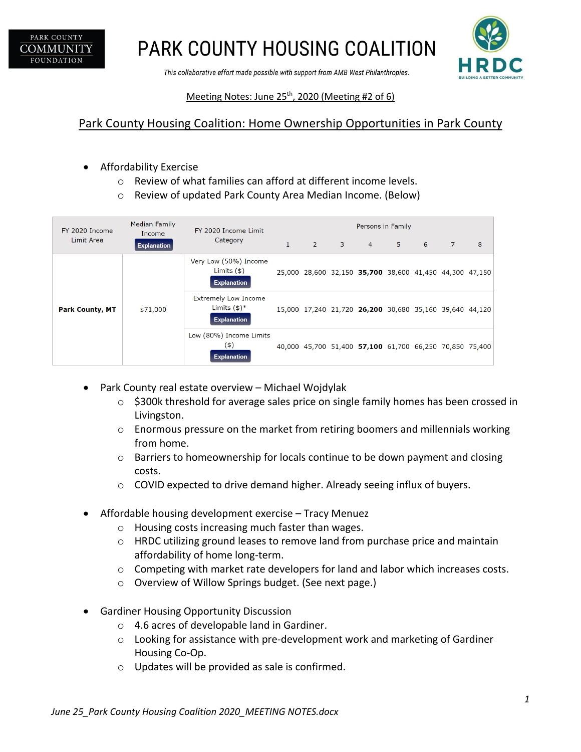PARK COUNTY COMMUNITY FOUNDATION

# PARK COUNTY HOUSING COALITION

*This collaborative effort made possible with support from AMB West Philanthropies.*

HRDC BUILDING A BETTER COMMUNITY

Meeting Notes: June 25th, 2020 (Meeting #2 of 6)

## Park County Housing Coalition: Home Ownership Opportunities in Park County

- Affordability Exercise
  - Review of what families can afford at different income levels.
  - Review of updated Park County Area Median Income. (Below)

| FY 2020 Income Limit Area | Median Family Income Explanation | FY 2020 Income Limit Category | Persons in Family | | | | | | | |
|---|---|---|---|---|---|---|---|---|---|---|
| | | | 1 | 2 | 3 | 4 | 5 | 6 | 7 | 8 |
| **Park County, MT** | $71,000 | Very Low (50%) Income Limits ($) Explanation | 25,000 | 28,600 | 32,150 | **35,700** | 38,600 | 41,450 | 44,300 | 47,150 |
| | | Extremely Low Income Limits ($)* Explanation | 15,000 | 17,240 | 21,720 | **26,200** | 30,680 | 35,160 | 39,640 | 44,120 |
| | | Low (80%) Income Limits ($) Explanation | 40,000 | 45,700 | 51,400 | **57,100** | 61,700 | 66,250 | 70,850 | 75,400 |

- Park County real estate overview – Michael Wojdylak
  - $300k threshold for average sales price on single family homes has been crossed in Livingston.
  - Enormous pressure on the market from retiring boomers and millennials working from home.
  - Barriers to homeownership for locals continue to be down payment and closing costs.
  - COVID expected to drive demand higher. Already seeing influx of buyers.

- Affordable housing development exercise – Tracy Menuez
  - Housing costs increasing much faster than wages.
  - HRDC utilizing ground leases to remove land from purchase price and maintain affordability of home long-term.
  - Competing with market rate developers for land and labor which increases costs.
  - Overview of Willow Springs budget. (See next page.)

- Gardiner Housing Opportunity Discussion
  - 4.6 acres of developable land in Gardiner.
  - Looking for assistance with pre-development work and marketing of Gardiner Housing Co-Op.
  - Updates will be provided as sale is confirmed.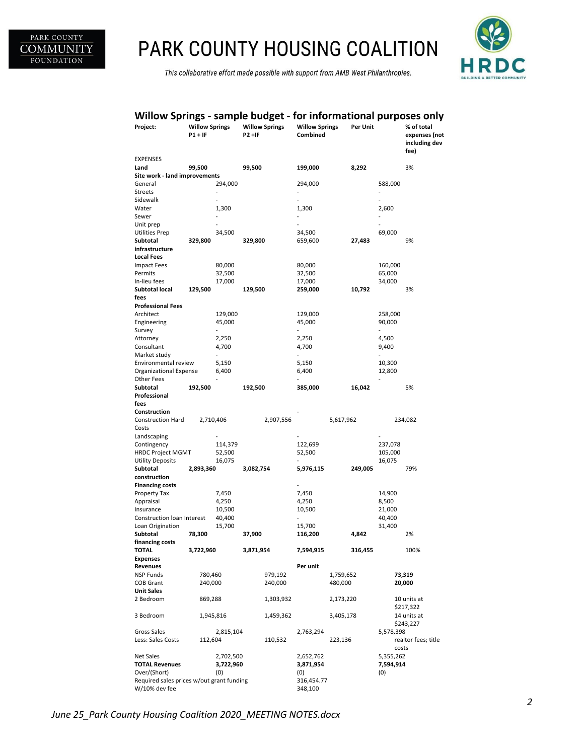# PARK COUNTY HOUSING COALITION

*This collaborative effort made possible with support from AMB West Philanthropies.*

## Willow Springs - sample budget - for informational purposes only

| Project: | Willow Springs P1 + IF | Willow Springs P2 +IF | Willow Springs Combined | Per Unit | % of total expenses (not including dev fee) |
|---|---|---|---|---|---|
| EXPENSES | | | | | |
| **Land** | **99,500** | **99,500** | **199,000** | **8,292** | 3% |
| **Site work - land improvements** | | | | | |
| General | 294,000 | 294,000 | 588,000 | | |
| Streets | - | - | - | | |
| Sidewalk | - | - | - | | |
| Water | 1,300 | 1,300 | 2,600 | | |
| Sewer | - | - | - | | |
| Unit prep | - | - | - | | |
| Utilities Prep | 34,500 | 34,500 | 69,000 | | |
| **Subtotal infrastructure** | **329,800** | **329,800** | 659,600 | **27,483** | 9% |
| **Local Fees** | | | | | |
| Impact Fees | 80,000 | 80,000 | 160,000 | | |
| Permits | 32,500 | 32,500 | 65,000 | | |
| In-lieu fees | 17,000 | 17,000 | 34,000 | | |
| **Subtotal local fees** | **129,500** | **129,500** | **259,000** | **10,792** | 3% |
| **Professional Fees** | | | | | |
| Architect | 129,000 | 129,000 | 258,000 | | |
| Engineering | 45,000 | 45,000 | 90,000 | | |
| Survey | - | - | - | | |
| Attorney | 2,250 | 2,250 | 4,500 | | |
| Consultant | 4,700 | 4,700 | 9,400 | | |
| Market study | - | - | - | | |
| Environmental review | 5,150 | 5,150 | 10,300 | | |
| Organizational Expense | 6,400 | 6,400 | 12,800 | | |
| Other Fees | - | - | - | | |
| **Subtotal Professional fees** | **192,500** | **192,500** | **385,000** | **16,042** | 5% |
| **Construction** | | | - | | |
| Construction Hard Costs | 2,710,406 | 2,907,556 | 5,617,962 | 234,082 | |
| Landscaping | - | - | - | | |
| Contingency | 114,379 | 122,699 | 237,078 | | |
| HRDC Project MGMT | 52,500 | 52,500 | 105,000 | | |
| Utility Deposits | 16,075 | - | 16,075 | | |
| **Subtotal construction** | **2,893,360** | **3,082,754** | **5,976,115** | **249,005** | 79% |
| **Financing costs** | | | - | | |
| Property Tax | 7,450 | 7,450 | 14,900 | | |
| Appraisal | 4,250 | 4,250 | 8,500 | | |
| Insurance | 10,500 | 10,500 | 21,000 | | |
| Construction loan Interest | 40,400 | - | 40,400 | | |
| Loan Origination | 15,700 | 15,700 | 31,400 | | |
| **Subtotal financing costs** | **78,300** | **37,900** | **116,200** | **4,842** | 2% |
| **TOTAL Expenses** | **3,722,960** | **3,871,954** | **7,594,915** | **316,455** | 100% |
| **Revenues** | | | **Per unit** | | |
| NSP Funds | 780,460 | 979,192 | 1,759,652 | **73,319** | |
| COB Grant | 240,000 | 240,000 | 480,000 | **20,000** | |
| **Unit Sales** | | | | | |
| 2 Bedroom | 869,288 | 1,303,932 | 2,173,220 | 10 units at $217,322 | |
| 3 Bedroom | 1,945,816 | 1,459,362 | 3,405,178 | 14 units at $243,227 | |
| Gross Sales | 2,815,104 | 2,763,294 | 5,578,398 | | |
| Less: Sales Costs | 112,604 | 110,532 | 223,136 | realtor fees; title costs | |
| Net Sales | 2,702,500 | 2,652,762 | 5,355,262 | | |
| **TOTAL Revenues** | **3,722,960** | **3,871,954** | **7,594,914** | | |
| Over/(Short) | (0) | (0) | (0) | | |
| Required sales prices w/out grant funding | | | 316,454.77 | | |
| W/10% dev fee | | | 348,100 | | |

*June 25_Park County Housing Coalition 2020_MEETING NOTES.docx*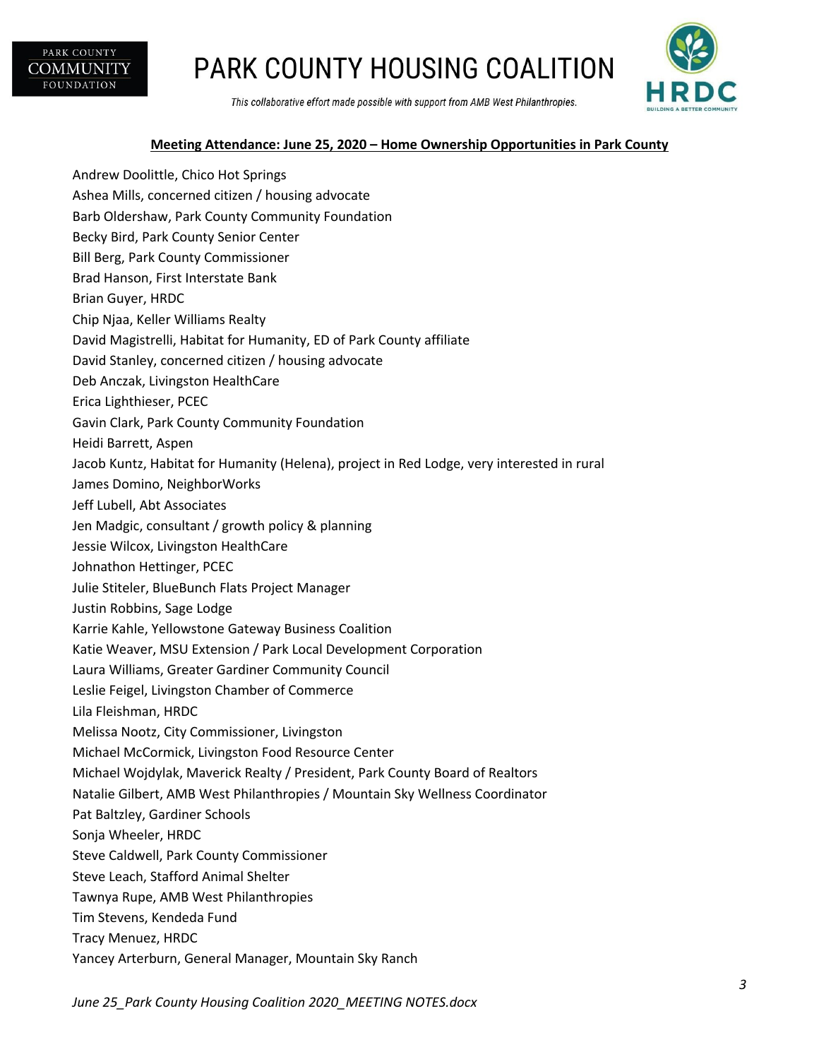# PARK COUNTY HOUSING COALITION

*This collaborative effort made possible with support from AMB West Philanthropies.*

**Meeting Attendance: June 25, 2020 – Home Ownership Opportunities in Park County**

Andrew Doolittle, Chico Hot Springs
Ashea Mills, concerned citizen / housing advocate
Barb Oldershaw, Park County Community Foundation
Becky Bird, Park County Senior Center
Bill Berg, Park County Commissioner
Brad Hanson, First Interstate Bank
Brian Guyer, HRDC
Chip Njaa, Keller Williams Realty
David Magistrelli, Habitat for Humanity, ED of Park County affiliate
David Stanley, concerned citizen / housing advocate
Deb Anczak, Livingston HealthCare
Erica Lighthieser, PCEC
Gavin Clark, Park County Community Foundation
Heidi Barrett, Aspen
Jacob Kuntz, Habitat for Humanity (Helena), project in Red Lodge, very interested in rural
James Domino, NeighborWorks
Jeff Lubell, Abt Associates
Jen Madgic, consultant / growth policy & planning
Jessie Wilcox, Livingston HealthCare
Johnathon Hettinger, PCEC
Julie Stiteler, BlueBunch Flats Project Manager
Justin Robbins, Sage Lodge
Karrie Kahle, Yellowstone Gateway Business Coalition
Katie Weaver, MSU Extension / Park Local Development Corporation
Laura Williams, Greater Gardiner Community Council
Leslie Feigel, Livingston Chamber of Commerce
Lila Fleishman, HRDC
Melissa Nootz, City Commissioner, Livingston
Michael McCormick, Livingston Food Resource Center
Michael Wojdylak, Maverick Realty / President, Park County Board of Realtors
Natalie Gilbert, AMB West Philanthropies / Mountain Sky Wellness Coordinator
Pat Baltzley, Gardiner Schools
Sonja Wheeler, HRDC
Steve Caldwell, Park County Commissioner
Steve Leach, Stafford Animal Shelter
Tawnya Rupe, AMB West Philanthropies
Tim Stevens, Kendeda Fund
Tracy Menuez, HRDC
Yancey Arterburn, General Manager, Mountain Sky Ranch